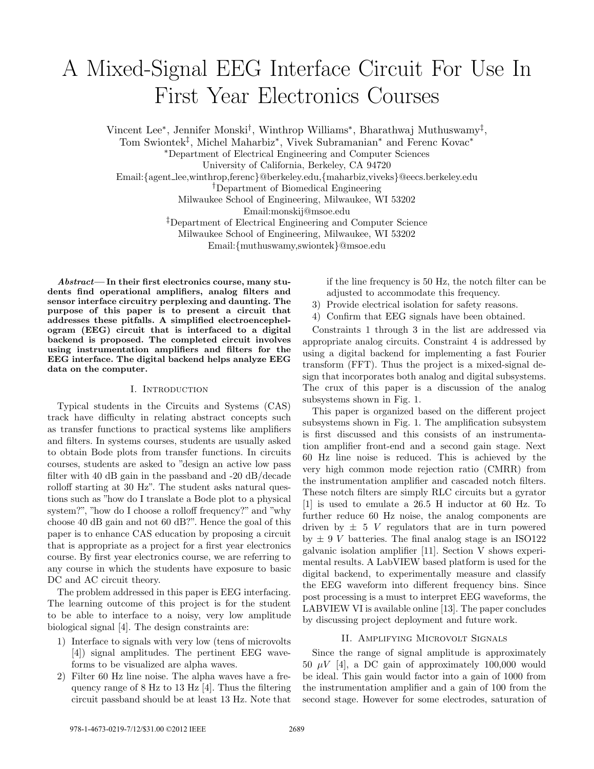# A Mixed-Signal EEG Interface Circuit For Use In First Year Electronics Courses

Vincent Lee*, Jennifer Monski†, Winthrop Williams*, Bharathwaj Muthuswamy‡,
Tom Swiontek‡, Michel Maharbiz*, Vivek Subramanian* and Ferenc Kovac*

*Department of Electrical Engineering and Computer Sciences
University of California, Berkeley, CA 94720
Email:{agent_lee,winthrop,ferenc}@berkeley.edu,{maharbiz,viveks}@eecs.berkeley.edu

†Department of Biomedical Engineering
Milwaukee School of Engineering, Milwaukee, WI 53202
Email:monskij@msoe.edu

‡Department of Electrical Engineering and Computer Science
Milwaukee School of Engineering, Milwaukee, WI 53202
Email:{muthuswamy,swiontek}@msoe.edu

***Abstract*— In their first electronics course, many students find operational amplifiers, analog filters and sensor interface circuitry perplexing and daunting. The purpose of this paper is to present a circuit that addresses these pitfalls. A simplified electroencephelogram (EEG) circuit that is interfaced to a digital backend is proposed. The completed circuit involves using instrumentation amplifiers and filters for the EEG interface. The digital backend helps analyze EEG data on the computer.**

## I. Introduction

Typical students in the Circuits and Systems (CAS) track have difficulty in relating abstract concepts such as transfer functions to practical systems like amplifiers and filters. In systems courses, students are usually asked to obtain Bode plots from transfer functions. In circuits courses, students are asked to "design an active low pass filter with 40 dB gain in the passband and -20 dB/decade rolloff starting at 30 Hz". The student asks natural questions such as "how do I translate a Bode plot to a physical system?", "how do I choose a rolloff frequency?" and "why choose 40 dB gain and not 60 dB?". Hence the goal of this paper is to enhance CAS education by proposing a circuit that is appropriate as a project for a first year electronics course. By first year electronics course, we are referring to any course in which the students have exposure to basic DC and AC circuit theory.

The problem addressed in this paper is EEG interfacing. The learning outcome of this project is for the student to be able to interface to a noisy, very low amplitude biological signal [4]. The design constraints are:

1) Interface to signals with very low (tens of microvolts [4]) signal amplitudes. The pertinent EEG waveforms to be visualized are alpha waves.
2) Filter 60 Hz line noise. The alpha waves have a frequency range of 8 Hz to 13 Hz [4]. Thus the filtering circuit passband should be at least 13 Hz. Note that if the line frequency is 50 Hz, the notch filter can be adjusted to accommodate this frequency.
3) Provide electrical isolation for safety reasons.
4) Confirm that EEG signals have been obtained.

Constraints 1 through 3 in the list are addressed via appropriate analog circuits. Constraint 4 is addressed by using a digital backend for implementing a fast Fourier transform (FFT). Thus the project is a mixed-signal design that incorporates both analog and digital subsystems. The crux of this paper is a discussion of the analog subsystems shown in Fig. 1.

This paper is organized based on the different project subsystems shown in Fig. 1. The amplification subsystem is first discussed and this consists of an instrumentation amplifier front-end and a second gain stage. Next 60 Hz line noise is reduced. This is achieved by the very high common mode rejection ratio (CMRR) from the instrumentation amplifier and cascaded notch filters. These notch filters are simply RLC circuits but a gyrator [1] is used to emulate a 26.5 H inductor at 60 Hz. To further reduce 60 Hz noise, the analog components are driven by $\pm$ 5 $V$ regulators that are in turn powered by $\pm$ 9 $V$ batteries. The final analog stage is an ISO122 galvanic isolation amplifier [11]. Section V shows experimental results. A LabVIEW based platform is used for the digital backend, to experimentally measure and classify the EEG waveform into different frequency bins. Since post processing is a must to interpret EEG waveforms, the LABVIEW VI is available online [13]. The paper concludes by discussing project deployment and future work.

## II. Amplifying Microvolt Signals

Since the range of signal amplitude is approximately 50 $\mu V$ [4], a DC gain of approximately 100,000 would be ideal. This gain would factor into a gain of 1000 from the instrumentation amplifier and a gain of 100 from the second stage. However for some electrodes, saturation of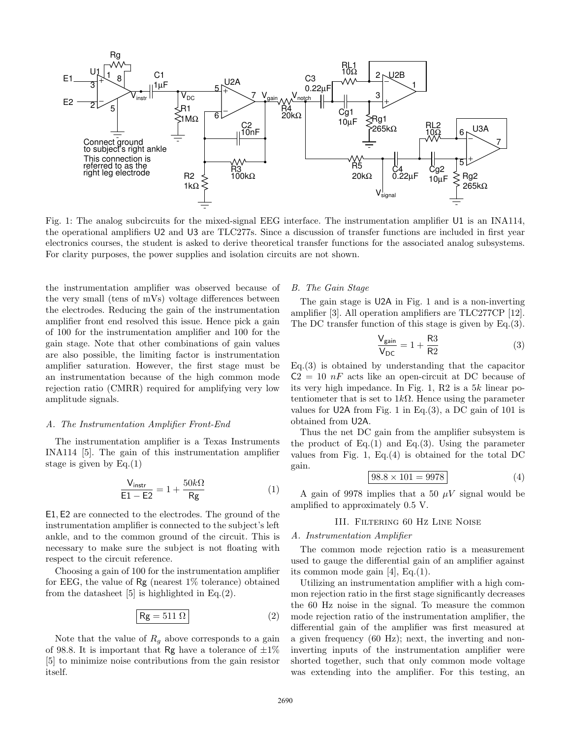Fig. 1: The analog subcircuits for the mixed-signal EEG interface. The instrumentation amplifier U1 is an INA114, the operational amplifiers U2 and U3 are TLC277s. Since a discussion of transfer functions are included in first year electronics courses, the student is asked to derive theoretical transfer functions for the associated analog subsystems. For clarity purposes, the power supplies and isolation circuits are not shown.

the instrumentation amplifier was observed because of the very small (tens of mVs) voltage differences between the electrodes. Reducing the gain of the instrumentation amplifier front end resolved this issue. Hence pick a gain of 100 for the instrumentation amplifier and 100 for the gain stage. Note that other combinations of gain values are also possible, the limiting factor is instrumentation amplifier saturation. However, the first stage must be an instrumentation because of the high common mode rejection ratio (CMRR) required for amplifying very low amplitude signals.

### A. The Instrumentation Amplifier Front-End

The instrumentation amplifier is a Texas Instruments INA114 [5]. The gain of this instrumentation amplifier stage is given by Eq.(1)

$$\frac{\mathsf{V_{instr}}}{\mathsf{E1} - \mathsf{E2}} = 1 + \frac{50k\Omega}{\mathsf{Rg}} \tag{1}$$

E1, E2 are connected to the electrodes. The ground of the instrumentation amplifier is connected to the subject's left ankle, and to the common ground of the circuit. This is necessary to make sure the subject is not floating with respect to the circuit reference.

Choosing a gain of 100 for the instrumentation amplifier for EEG, the value of Rg (nearest 1% tolerance) obtained from the datasheet [5] is highlighted in Eq.(2).

$$\boxed{\mathsf{Rg} = 511\ \Omega} \tag{2}$$

Note that the value of $R_g$ above corresponds to a gain of 98.8. It is important that Rg have a tolerance of ±1% [5] to minimize noise contributions from the gain resistor itself.

### B. The Gain Stage

The gain stage is U2A in Fig. 1 and is a non-inverting amplifier [3]. All operation amplifiers are TLC277CP [12]. The DC transfer function of this stage is given by Eq.(3).

$$\frac{\mathsf{V_{gain}}}{\mathsf{V_{DC}}} = 1 + \frac{\mathsf{R3}}{\mathsf{R2}} \tag{3}$$

Eq.(3) is obtained by understanding that the capacitor $\mathsf{C2} = 10\ nF$ acts like an open-circuit at DC because of its very high impedance. In Fig. 1, R2 is a 5k linear potentiometer that is set to $1k\Omega$. Hence using the parameter values for U2A from Fig. 1 in Eq.(3), a DC gain of 101 is obtained from U2A.

Thus the net DC gain from the amplifier subsystem is the product of Eq.(1) and Eq.(3). Using the parameter values from Fig. 1, Eq.(4) is obtained for the total DC gain.

$$\boxed{98.8 \times 101 = 9978} \tag{4}$$

A gain of 9978 implies that a 50 $\mu V$ signal would be amplified to approximately 0.5 V.

## III. Filtering 60 Hz Line Noise

### A. Instrumentation Amplifier

The common mode rejection ratio is a measurement used to gauge the differential gain of an amplifier against its common mode gain [4], Eq.(1).

Utilizing an instrumentation amplifier with a high common rejection ratio in the first stage significantly decreases the 60 Hz noise in the signal. To measure the common mode rejection ratio of the instrumentation amplifier, the differential gain of the amplifier was first measured at a given frequency (60 Hz); next, the inverting and non-inverting inputs of the instrumentation amplifier were shorted together, such that only common mode voltage was extending into the amplifier. For this testing, an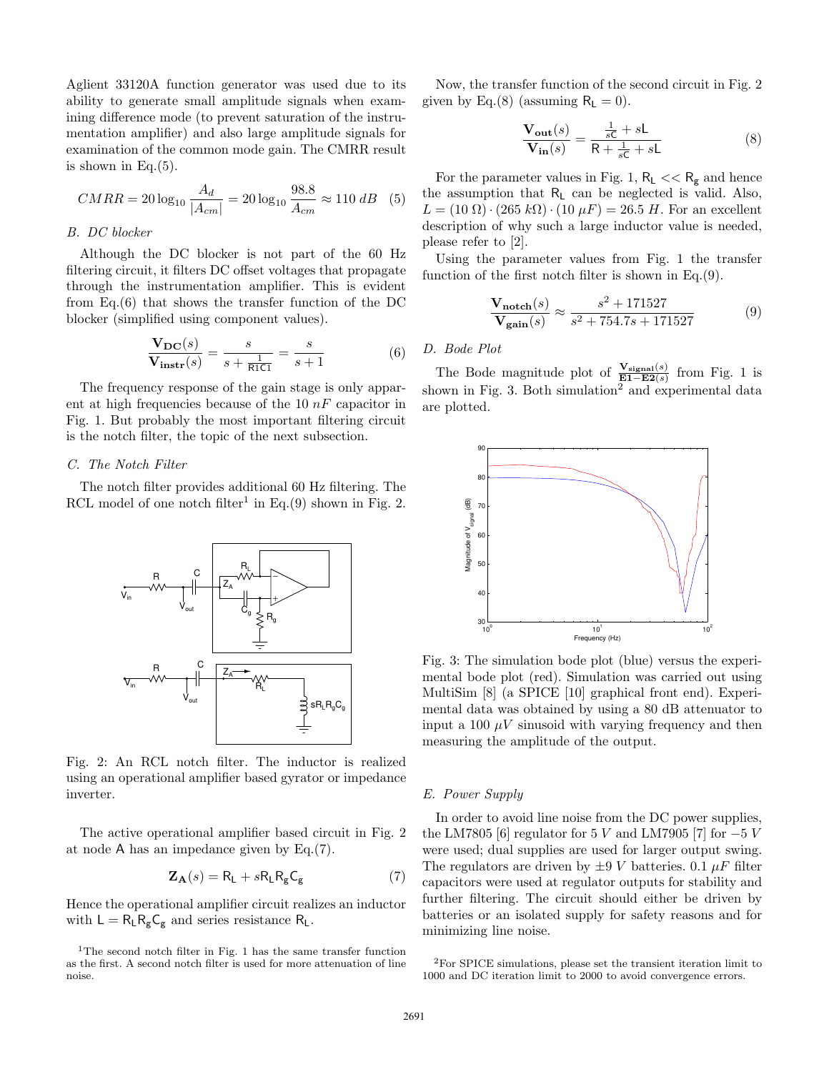Aglient 33120A function generator was used due to its ability to generate small amplitude signals when examining difference mode (to prevent saturation of the instrumentation amplifier) and also large amplitude signals for examination of the common mode gain. The CMRR result is shown in Eq.(5).

$$CMRR = 20\log_{10}\frac{A_d}{|A_{cm}|} = 20\log_{10}\frac{98.8}{A_{cm}} \approx 110\ dB \quad (5)$$

### *B. DC blocker*

Although the DC blocker is not part of the 60 Hz filtering circuit, it filters DC offset voltages that propagate through the instrumentation amplifier. This is evident from Eq.(6) that shows the transfer function of the DC blocker (simplified using component values).

$$\frac{\mathbf{V_{DC}}(s)}{\mathbf{V_{instr}}(s)} = \frac{s}{s + \frac{1}{\mathsf{R1C1}}} = \frac{s}{s+1} \quad (6)$$

The frequency response of the gain stage is only apparent at high frequencies because of the 10 $nF$ capacitor in Fig. 1. But probably the most important filtering circuit is the notch filter, the topic of the next subsection.

### *C. The Notch Filter*

The notch filter provides additional 60 Hz filtering. The RCL model of one notch filter[1] in Eq.(9) shown in Fig. 2.

Fig. 2: An RCL notch filter. The inductor is realized using an operational amplifier based gyrator or impedance inverter.

The active operational amplifier based circuit in Fig. 2 at node $\mathsf{A}$ has an impedance given by Eq.(7).

$$\mathbf{Z_A}(s) = \mathsf{R_L} + s\mathsf{R_L}\mathsf{R_g}\mathsf{C_g} \quad (7)$$

Hence the operational amplifier circuit realizes an inductor with $\mathsf{L} = \mathsf{R_L}\mathsf{R_g}\mathsf{C_g}$ and series resistance $\mathsf{R_L}$.

[1]The second notch filter in Fig. 1 has the same transfer function as the first. A second notch filter is used for more attenuation of line noise.

Now, the transfer function of the second circuit in Fig. 2 given by Eq.(8) (assuming $\mathsf{R_L} = 0$).

$$\frac{\mathbf{V_{out}}(s)}{\mathbf{V_{in}}(s)} = \frac{\frac{1}{s\mathsf{C}} + s\mathsf{L}}{\mathsf{R} + \frac{1}{s\mathsf{C}} + s\mathsf{L}} \quad (8)$$

For the parameter values in Fig. 1, $\mathsf{R_L} << \mathsf{R_g}$ and hence the assumption that $\mathsf{R_L}$ can be neglected is valid. Also, $L = (10\ \Omega)\cdot(265\ k\Omega)\cdot(10\ \mu F) = 26.5\ H$. For an excellent description of why such a large inductor value is needed, please refer to [2].

Using the parameter values from Fig. 1 the transfer function of the first notch filter is shown in Eq.(9).

$$\frac{\mathbf{V_{notch}}(s)}{\mathbf{V_{gain}}(s)} \approx \frac{s^2 + 171527}{s^2 + 754.7s + 171527} \quad (9)$$

### *D. Bode Plot*

The Bode magnitude plot of $\frac{\mathbf{V_{signal}}(s)}{\mathbf{E1-E2}(s)}$ from Fig. 1 is shown in Fig. 3. Both simulation[2] and experimental data are plotted.

Fig. 3: The simulation bode plot (blue) versus the experimental bode plot (red). Simulation was carried out using MultiSim [8] (a SPICE [10] graphical front end). Experimental data was obtained by using a 80 dB attenuator to input a 100 $\mu V$ sinusoid with varying frequency and then measuring the amplitude of the output.

### *E. Power Supply*

In order to avoid line noise from the DC power supplies, the LM7805 [6] regulator for 5 $V$ and LM7905 [7] for $-5\ V$ were used; dual supplies are used for larger output swing. The regulators are driven by $\pm 9\ V$ batteries. 0.1 $\mu F$ filter capacitors were used at regulator outputs for stability and further filtering. The circuit should either be driven by batteries or an isolated supply for safety reasons and for minimizing line noise.

[2]For SPICE simulations, please set the transient iteration limit to 1000 and DC iteration limit to 2000 to avoid convergence errors.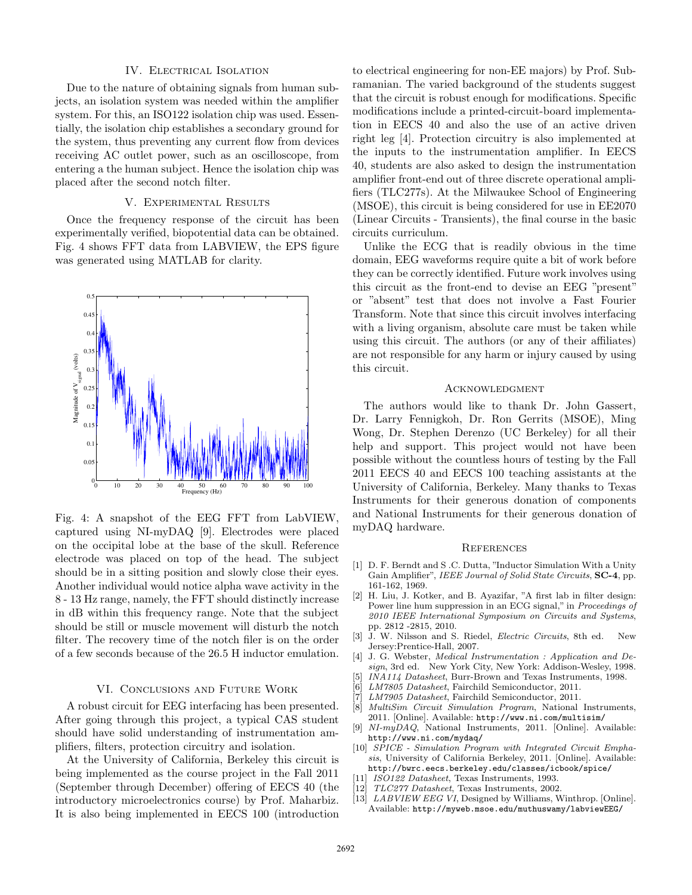## IV. Electrical Isolation

Due to the nature of obtaining signals from human subjects, an isolation system was needed within the amplifier system. For this, an ISO122 isolation chip was used. Essentially, the isolation chip establishes a secondary ground for the system, thus preventing any current flow from devices receiving AC outlet power, such as an oscilloscope, from entering a the human subject. Hence the isolation chip was placed after the second notch filter.

## V. Experimental Results

Once the frequency response of the circuit has been experimentally verified, biopotential data can be obtained. Fig. 4 shows FFT data from LABVIEW, the EPS figure was generated using MATLAB for clarity.

Magnitude of $V_{signal}$ (volts)
0.5
0.45
0.4
0.35
0.3
0.25
0.2
0.15
0.1
0.05
0
0 10 20 30 40 50 60 70 80 90 100
Frequency (Hz)

Fig. 4: A snapshot of the EEG FFT from LabVIEW, captured using NI-myDAQ [9]. Electrodes were placed on the occipital lobe at the base of the skull. Reference electrode was placed on top of the head. The subject should be in a sitting position and slowly close their eyes. Another individual would notice alpha wave activity in the 8 - 13 Hz range, namely, the FFT should distinctly increase in dB within this frequency range. Note that the subject should be still or muscle movement will disturb the notch filter. The recovery time of the notch filer is on the order of a few seconds because of the 26.5 H inductor emulation.

## VI. Conclusions and Future Work

A robust circuit for EEG interfacing has been presented. After going through this project, a typical CAS student should have solid understanding of instrumentation amplifiers, filters, protection circuitry and isolation.

At the University of California, Berkeley this circuit is being implemented as the course project in the Fall 2011 (September through December) offering of EECS 40 (the introductory microelectronics course) by Prof. Maharbiz. It is also being implemented in EECS 100 (introduction to electrical engineering for non-EE majors) by Prof. Subramanian. The varied background of the students suggest that the circuit is robust enough for modifications. Specific modifications include a printed-circuit-board implementation in EECS 40 and also the use of an active driven right leg [4]. Protection circuitry is also implemented at the inputs to the instrumentation amplifier. In EECS 40, students are also asked to design the instrumentation amplifier front-end out of three discrete operational amplifiers (TLC277s). At the Milwaukee School of Engineering (MSOE), this circuit is being considered for use in EE2070 (Linear Circuits - Transients), the final course in the basic circuits curriculum.

Unlike the ECG that is readily obvious in the time domain, EEG waveforms require quite a bit of work before they can be correctly identified. Future work involves using this circuit as the front-end to devise an EEG "present" or "absent" test that does not involve a Fast Fourier Transform. Note that since this circuit involves interfacing with a living organism, absolute care must be taken while using this circuit. The authors (or any of their affiliates) are not responsible for any harm or injury caused by using this circuit.

## Acknowledgment

The authors would like to thank Dr. John Gassert, Dr. Larry Fennigkoh, Dr. Ron Gerrits (MSOE), Ming Wong, Dr. Stephen Derenzo (UC Berkeley) for all their help and support. This project would not have been possible without the countless hours of testing by the Fall 2011 EECS 40 and EECS 100 teaching assistants at the University of California, Berkeley. Many thanks to Texas Instruments for their generous donation of components and National Instruments for their generous donation of myDAQ hardware.

## References

[1] D. F. Berndt and S .C. Dutta, "Inductor Simulation With a Unity Gain Amplifier", *IEEE Journal of Solid State Circuits*, **SC-4**, pp. 161-162, 1969.

[2] H. Liu, J. Kotker, and B. Ayazifar, "A first lab in filter design: Power line hum suppression in an ECG signal," in *Proceedings of 2010 IEEE International Symposium on Circuits and Systems*, pp. 2812 -2815, 2010.

[3] J. W. Nilsson and S. Riedel, *Electric Circuits*, 8th ed. New Jersey:Prentice-Hall, 2007.

[4] J. G. Webster, *Medical Instrumentation : Application and Design*, 3rd ed. New York City, New York: Addison-Wesley, 1998.

[5] *INA114 Datasheet*, Burr-Brown and Texas Instruments, 1998.

[6] *LM7805 Datasheet*, Fairchild Semiconductor, 2011.

[7] *LM7905 Datasheet*, Fairchild Semiconductor, 2011.

[8] *MultiSim Circuit Simulation Program*, National Instruments, 2011. [Online]. Available: http://www.ni.com/multisim/

[9] *NI-myDAQ*, National Instruments, 2011. [Online]. Available: http://www.ni.com/mydaq/

[10] *SPICE - Simulation Program with Integrated Circuit Emphasis*, University of California Berkeley, 2011. [Online]. Available: http://bwrc.eecs.berkeley.edu/classes/icbook/spice/

[11] *ISO122 Datasheet*, Texas Instruments, 1993.

[12] *TLC277 Datasheet*, Texas Instruments, 2002.

[13] *LABVIEW EEG VI*, Designed by Williams, Winthrop. [Online]. Available: http://myweb.msoe.edu/muthuswamy/labviewEEG/